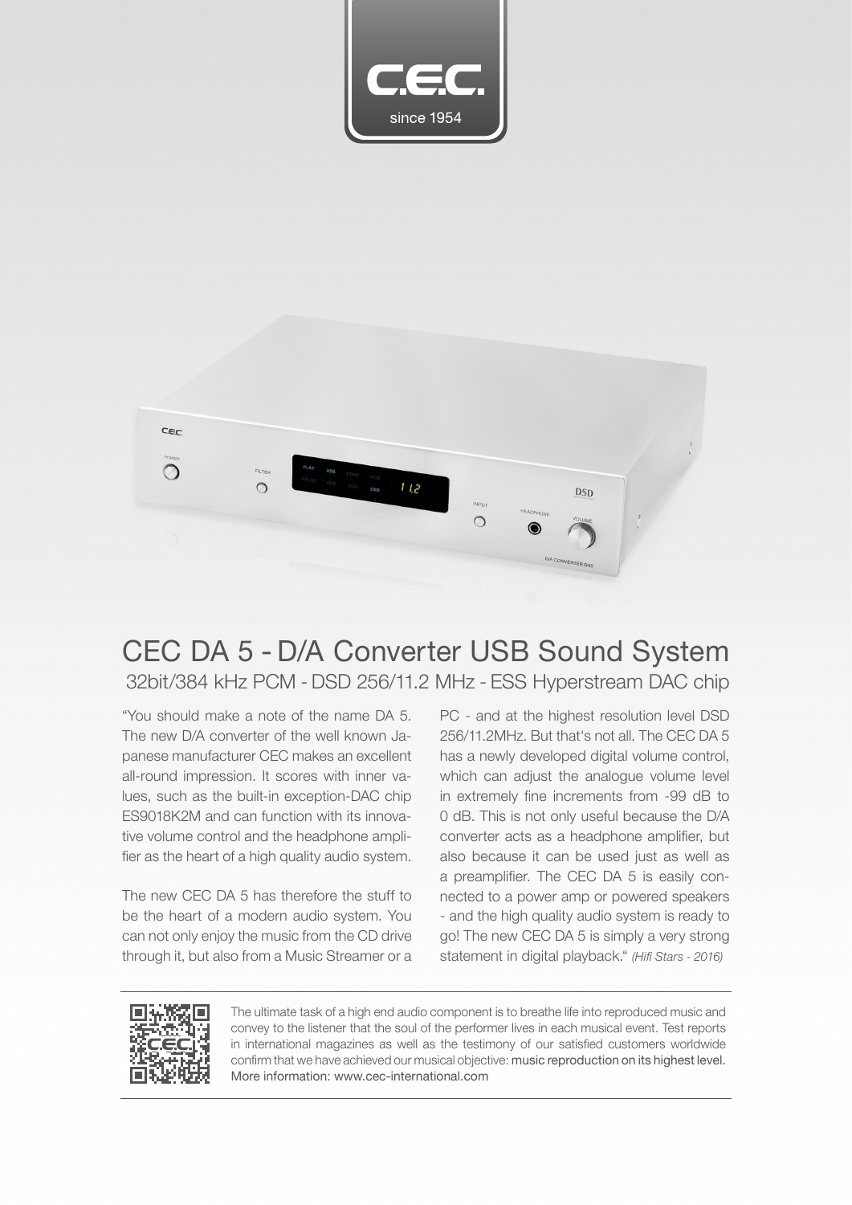# CEC DA 5 - D/A Converter USB Sound System

## 32bit/384 kHz PCM - DSD 256/11.2 MHz - ESS Hyperstream DAC chip

"You should make a note of the name DA 5. The new D/A converter of the well known Japanese manufacturer CEC makes an excellent all-round impression. It scores with inner values, such as the built-in exception-DAC chip ES9018K2M and can function with its innovative volume control and the headphone amplifier as the heart of a high quality audio system.

The new CEC DA 5 has therefore the stuff to be the heart of a modern audio system. You can not only enjoy the music from the CD drive through it, but also from a Music Streamer or a PC - and at the highest resolution level DSD 256/11.2MHz. But that's not all. The CEC DA 5 has a newly developed digital volume control, which can adjust the analogue volume level in extremely fine increments from -99 dB to 0 dB. This is not only useful because the D/A converter acts as a headphone amplifier, but also because it can be used just as well as a preamplifier. The CEC DA 5 is easily connected to a power amp or powered speakers - and the high quality audio system is ready to go! The new CEC DA 5 is simply a very strong statement in digital playback." *(Hifi Stars - 2016)*

The ultimate task of a high end audio component is to breathe life into reproduced music and convey to the listener that the soul of the performer lives in each musical event. Test reports in international magazines as well as the testimony of our satisfied customers worldwide confirm that we have achieved our musical objective: music reproduction on its highest level. More information: www.cec-international.com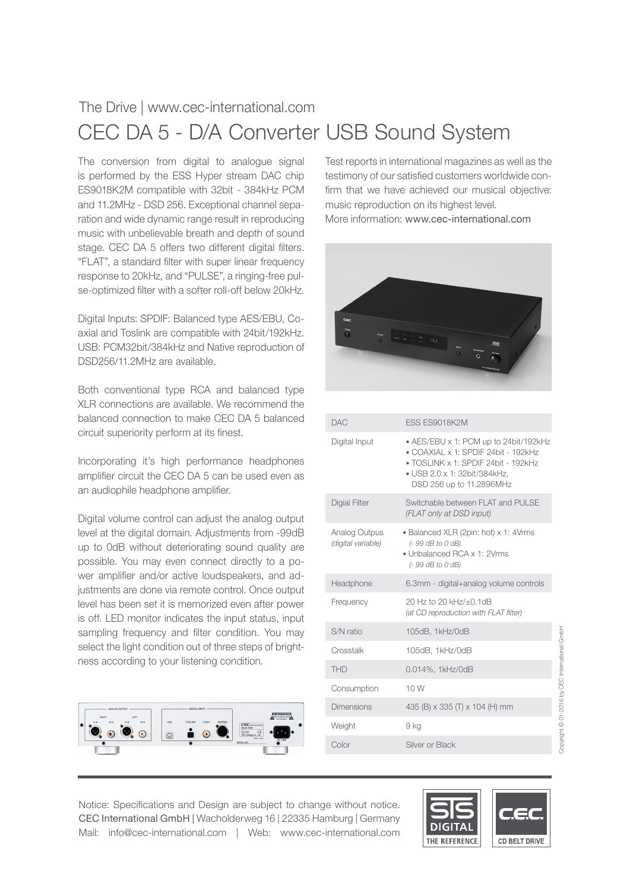The Drive | www.cec-international.com

# CEC DA 5 - D/A Converter USB Sound System

The conversion from digital to analogue signal is performed by the ESS Hyper stream DAC chip ES9018K2M compatible with 32bit - 384kHz PCM and 11.2MHz - DSD 256. Exceptional channel separation and wide dynamic range result in reproducing music with unbelievable breath and depth of sound stage. CEC DA 5 offers two different digital filters. “FLAT”, a standard filter with super linear frequency response to 20kHz, and “PULSE”, a ringing-free pulse-optimized filter with a softer roll-off below 20kHz.

Digital Inputs: SPDIF: Balanced type AES/EBU, Coaxial and Toslink are compatible with 24bit/192kHz. USB: PCM32bit/384kHz and Native reproduction of DSD256/11.2MHz are available.

Both conventional type RCA and balanced type XLR connections are available. We recommend the balanced connection to make CEC DA 5 balanced circuit superiority perform at its finest.

Incorporating it’s high performance headphones amplifier circuit the CEC DA 5 can be used even as an audiophile headphone amplifier.

Digital volume control can adjust the analog output level at the digital domain. Adjustments from -99dB up to 0dB without deteriorating sound quality are possible. You may even connect directly to a power amplifier and/or active loudspeakers, and adjustments are done via remote control. Once output level has been set it is memorized even after power is off. LED monitor indicates the input status, input sampling frequency and filter condition. You may select the light condition out of three steps of brightness according to your listening condition.

Test reports in international magazines as well as the testimony of our satisfied customers worldwide confirm that we have achieved our musical objective: music reproduction on its highest level.
More information: www.cec-international.com

| | |
|---|---|
| DAC | ESS ES9018K2M |
| Digital Input | • AES/EBU x 1: PCM up to 24bit/192kHz<br>• COAXIAL x 1: SPDIF 24bit - 192kHz<br>• TOSLINK x 1: SPDIF 24bit - 192kHz<br>• USB 2.0 x 1: 32bit/384kHz, DSD 256 up to 11.2896MHz |
| Digial Filter | Switchable between FLAT and PULSE *(FLAT only at DSD input)* |
| Analog Outpus *(digital variable)* | • Balanced XLR (2pin: hot) x 1: 4Vrms *(- 99 dB to 0 dB)*<br>• Unbalanced RCA x 1: 2Vrms *(- 99 dB to 0 dB)* |
| Headphone | 6.3mm - digital+analog volume controls |
| Frequency | 20 Hz to 20 kHz/±0.1dB *(at CD reproduction with FLAT filter)* |
| S/N ratio | 105dB, 1kHz/0dB |
| Crosstalk | 105dB, 1kHz/0dB |
| THD | 0.014%, 1kHz/0dB |
| Consumption | 10 W |
| Dimensions | 435 (B) x 335 (T) x 104 (H) mm |
| Weight | 9 kg |
| Color | Silver or Black |

Copyright © 01-2016 by CEC International GmbH

Notice: Specifications and Design are subject to change without notice.
CEC International GmbH | Wacholderweg 16 | 22335 Hamburg | Germany
Mail: info@cec-international.com | Web: www.cec-international.com

STS DIGITAL THE REFERENCE

C.E.C. CD BELT DRIVE